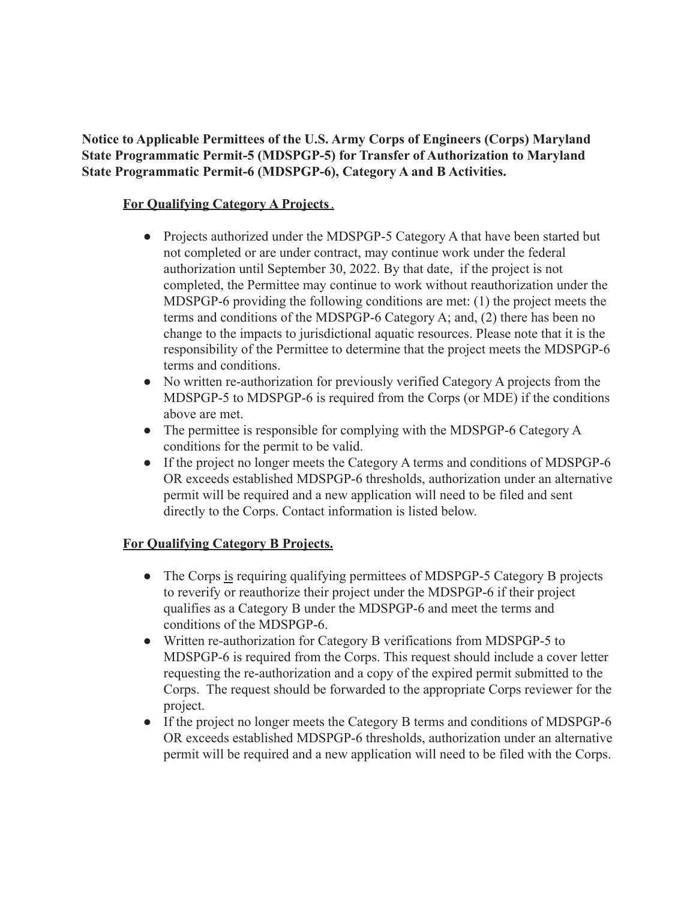**Notice to Applicable Permittees of the U.S. Army Corps of Engineers (Corps) Maryland State Programmatic Permit-5 (MDSPGP-5) for Transfer of Authorization to Maryland State Programmatic Permit-6 (MDSPGP-6), Category A and B Activities.**

**For Qualifying Category A Projects.**

- Projects authorized under the MDSPGP-5 Category A that have been started but not completed or are under contract, may continue work under the federal authorization until September 30, 2022. By that date, if the project is not completed, the Permittee may continue to work without reauthorization under the MDSPGP-6 providing the following conditions are met: (1) the project meets the terms and conditions of the MDSPGP-6 Category A; and, (2) there has been no change to the impacts to jurisdictional aquatic resources. Please note that it is the responsibility of the Permittee to determine that the project meets the MDSPGP-6 terms and conditions.
- No written re-authorization for previously verified Category A projects from the MDSPGP-5 to MDSPGP-6 is required from the Corps (or MDE) if the conditions above are met.
- The permittee is responsible for complying with the MDSPGP-6 Category A conditions for the permit to be valid.
- If the project no longer meets the Category A terms and conditions of MDSPGP-6 OR exceeds established MDSPGP-6 thresholds, authorization under an alternative permit will be required and a new application will need to be filed and sent directly to the Corps. Contact information is listed below.

**For Qualifying Category B Projects.**

- The Corps is requiring qualifying permittees of MDSPGP-5 Category B projects to reverify or reauthorize their project under the MDSPGP-6 if their project qualifies as a Category B under the MDSPGP-6 and meet the terms and conditions of the MDSPGP-6.
- Written re-authorization for Category B verifications from MDSPGP-5 to MDSPGP-6 is required from the Corps. This request should include a cover letter requesting the re-authorization and a copy of the expired permit submitted to the Corps. The request should be forwarded to the appropriate Corps reviewer for the project.
- If the project no longer meets the Category B terms and conditions of MDSPGP-6 OR exceeds established MDSPGP-6 thresholds, authorization under an alternative permit will be required and a new application will need to be filed with the Corps.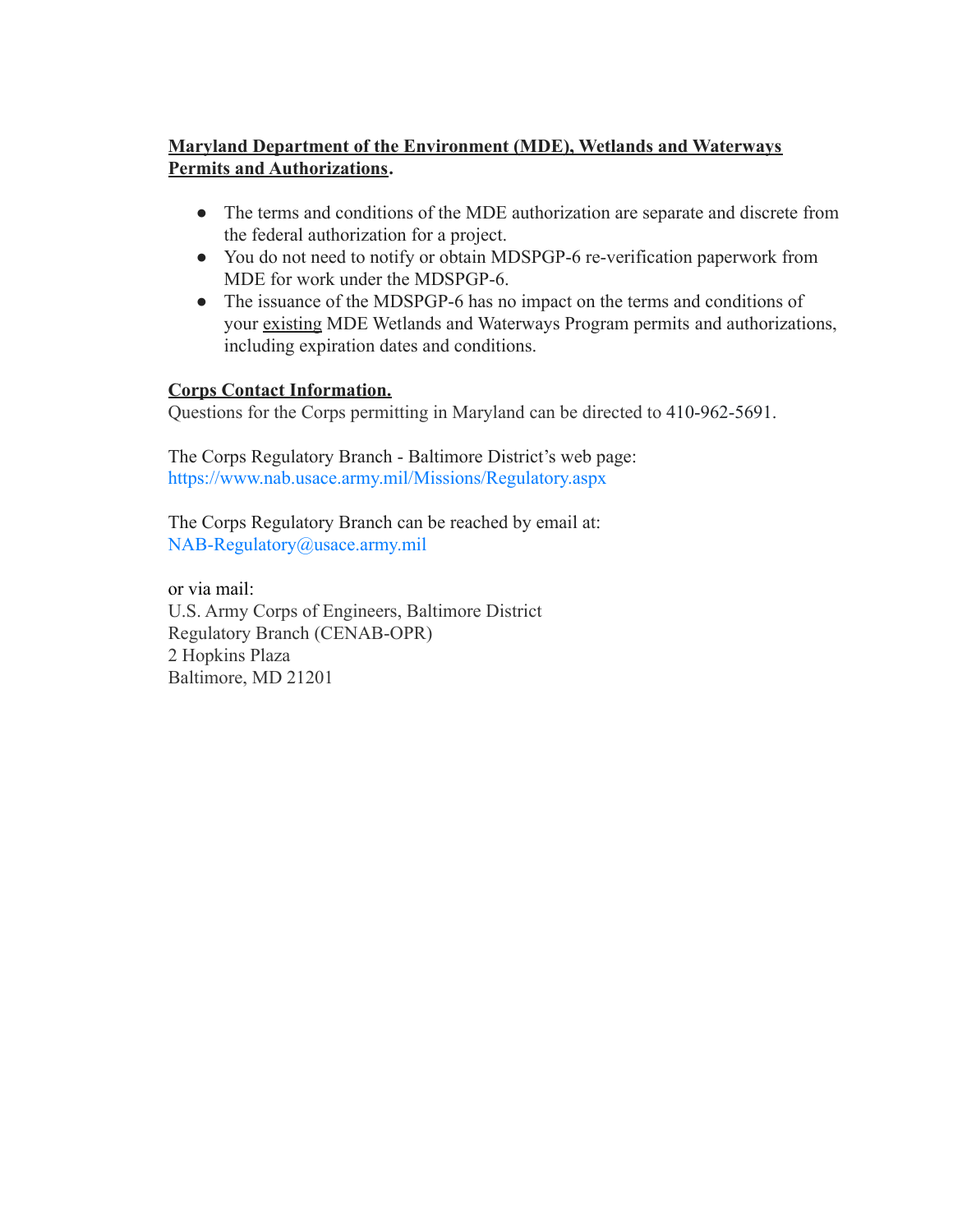**<u>Maryland Department of the Environment (MDE), Wetlands and Waterways Permits and Authorizations</u>.**

- The terms and conditions of the MDE authorization are separate and discrete from the federal authorization for a project.
- You do not need to notify or obtain MDSPGP-6 re-verification paperwork from MDE for work under the MDSPGP-6.
- The issuance of the MDSPGP-6 has no impact on the terms and conditions of your <u>existing</u> MDE Wetlands and Waterways Program permits and authorizations, including expiration dates and conditions.

**<u>Corps Contact Information.</u>**

Questions for the Corps permitting in Maryland can be directed to 410-962-5691.

The Corps Regulatory Branch - Baltimore District's web page:
https://www.nab.usace.army.mil/Missions/Regulatory.aspx

The Corps Regulatory Branch can be reached by email at:
NAB-Regulatory@usace.army.mil

or via mail:
U.S. Army Corps of Engineers, Baltimore District
Regulatory Branch (CENAB-OPR)
2 Hopkins Plaza
Baltimore, MD 21201